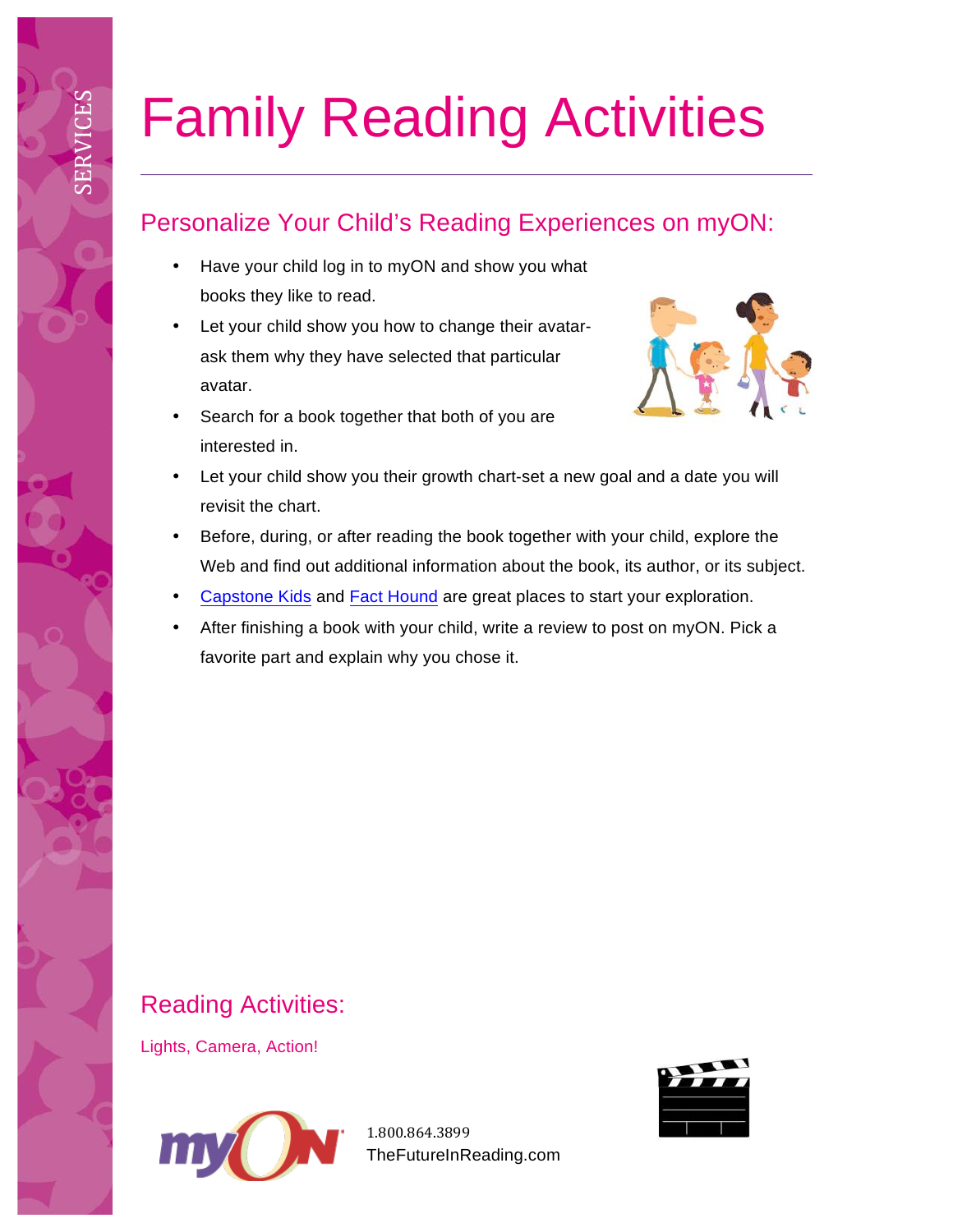SERVICES

# Family Reading Activities

## Personalize Your Child's Reading Experiences on myON:

- Have your child log in to myON and show you what books they like to read.
- Let your child show you how to change their avatar-ask them why they have selected that particular avatar.
- Search for a book together that both of you are interested in.
- Let your child show you their growth chart-set a new goal and a date you will revisit the chart.
- Before, during, or after reading the book together with your child, explore the Web and find out additional information about the book, its author, or its subject.
- Capstone Kids and Fact Hound are great places to start your exploration.
- After finishing a book with your child, write a review to post on myON. Pick a favorite part and explain why you chose it.

## Reading Activities:

Lights, Camera, Action!

1.800.864.3899
TheFutureInReading.com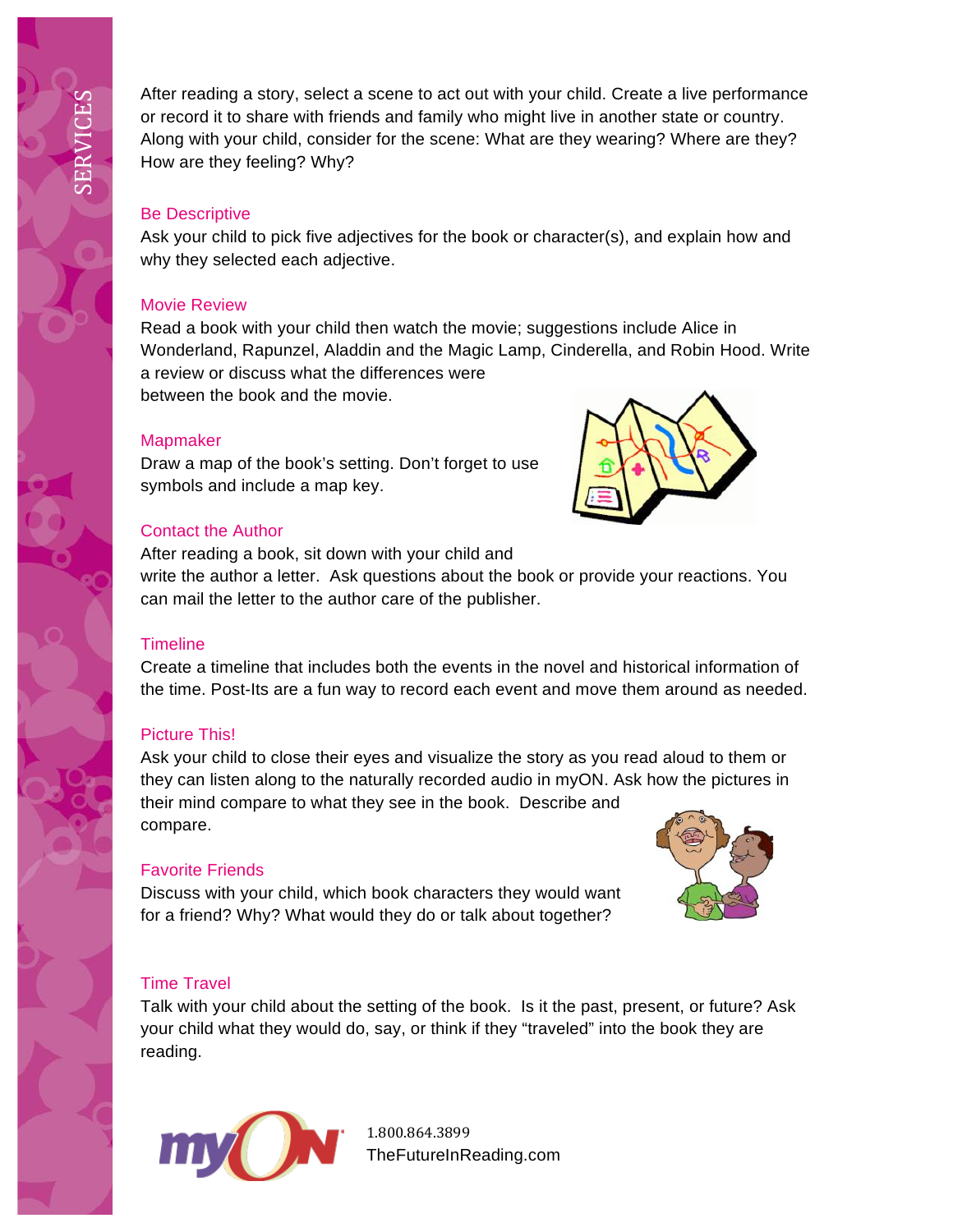After reading a story, select a scene to act out with your child. Create a live performance or record it to share with friends and family who might live in another state or country. Along with your child, consider for the scene: What are they wearing? Where are they? How are they feeling? Why?

## Be Descriptive

Ask your child to pick five adjectives for the book or character(s), and explain how and why they selected each adjective.

## Movie Review

Read a book with your child then watch the movie; suggestions include Alice in Wonderland, Rapunzel, Aladdin and the Magic Lamp, Cinderella, and Robin Hood. Write a review or discuss what the differences were between the book and the movie.

## Mapmaker

Draw a map of the book's setting. Don't forget to use symbols and include a map key.

## Contact the Author

After reading a book, sit down with your child and write the author a letter. Ask questions about the book or provide your reactions. You can mail the letter to the author care of the publisher.

## Timeline

Create a timeline that includes both the events in the novel and historical information of the time. Post-Its are a fun way to record each event and move them around as needed.

## Picture This!

Ask your child to close their eyes and visualize the story as you read aloud to them or they can listen along to the naturally recorded audio in myON. Ask how the pictures in their mind compare to what they see in the book. Describe and compare.

## Favorite Friends

Discuss with your child, which book characters they would want for a friend? Why? What would they do or talk about together?

## Time Travel

Talk with your child about the setting of the book. Is it the past, present, or future? Ask your child what they would do, say, or think if they "traveled" into the book they are reading.

myON

1.800.864.3899
TheFutureInReading.com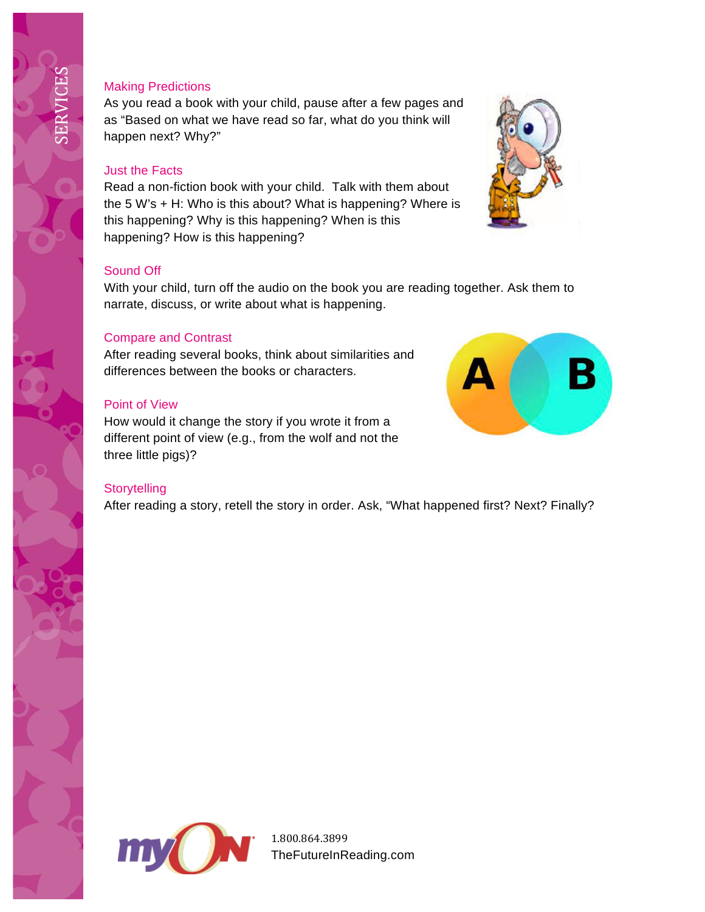### Making Predictions

As you read a book with your child, pause after a few pages and as "Based on what we have read so far, what do you think will happen next? Why?"

### Just the Facts

Read a non-fiction book with your child. Talk with them about the 5 W's + H: Who is this about? What is happening? Where is this happening? Why is this happening? When is this happening? How is this happening?

### Sound Off

With your child, turn off the audio on the book you are reading together. Ask them to narrate, discuss, or write about what is happening.

### Compare and Contrast

After reading several books, think about similarities and differences between the books or characters.

### Point of View

How would it change the story if you wrote it from a different point of view (e.g., from the wolf and not the three little pigs)?

### Storytelling

After reading a story, retell the story in order. Ask, "What happened first? Next? Finally?

myON

1.800.864.3899
TheFutureInReading.com